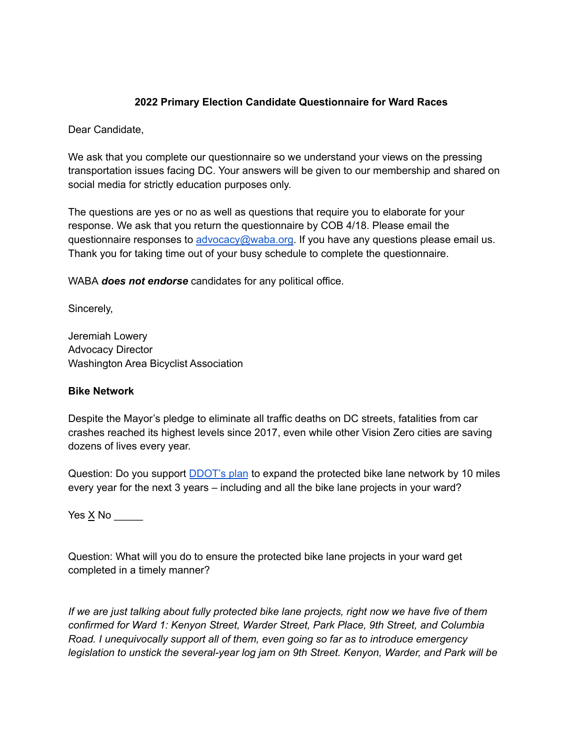**2022 Primary Election Candidate Questionnaire for Ward Races**

Dear Candidate,

We ask that you complete our questionnaire so we understand your views on the pressing transportation issues facing DC. Your answers will be given to our membership and shared on social media for strictly education purposes only.

The questions are yes or no as well as questions that require you to elaborate for your response. We ask that you return the questionnaire by COB 4/18. Please email the questionnaire responses to [advocacy@waba.org](mailto:advocacy@waba.org). If you have any questions please email us. Thank you for taking time out of your busy schedule to complete the questionnaire.

WABA ***does not endorse*** candidates for any political office.

Sincerely,

Jeremiah Lowery
Advocacy Director
Washington Area Bicyclist Association

**Bike Network**

Despite the Mayor's pledge to eliminate all traffic deaths on DC streets, fatalities from car crashes reached its highest levels since 2017, even while other Vision Zero cities are saving dozens of lives every year.

Question: Do you support DDOT's plan to expand the protected bike lane network by 10 miles every year for the next 3 years – including and all the bike lane projects in your ward?

Yes X No _____

Question: What will you do to ensure the protected bike lane projects in your ward get completed in a timely manner?

*If we are just talking about fully protected bike lane projects, right now we have five of them confirmed for Ward 1: Kenyon Street, Warder Street, Park Place, 9th Street, and Columbia Road. I unequivocally support all of them, even going so far as to introduce emergency legislation to unstick the several-year log jam on 9th Street. Kenyon, Warder, and Park will be*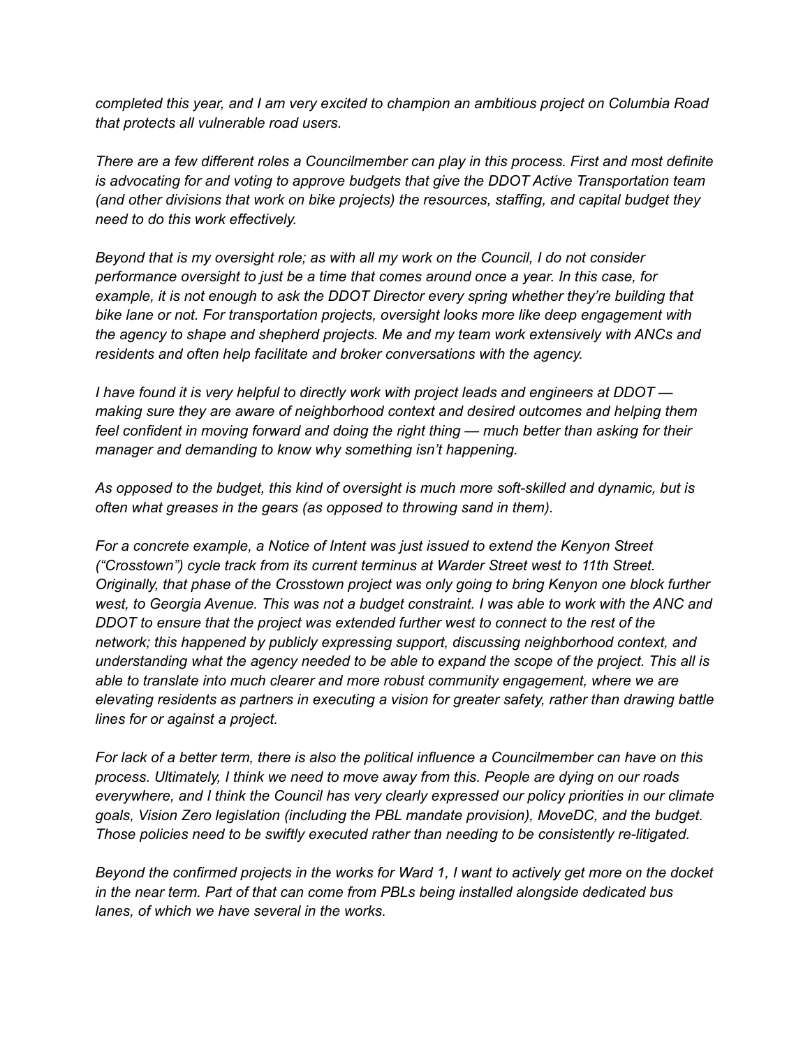*completed this year, and I am very excited to champion an ambitious project on Columbia Road that protects all vulnerable road users.*

*There are a few different roles a Councilmember can play in this process. First and most definite is advocating for and voting to approve budgets that give the DDOT Active Transportation team (and other divisions that work on bike projects) the resources, staffing, and capital budget they need to do this work effectively.*

*Beyond that is my oversight role; as with all my work on the Council, I do not consider performance oversight to just be a time that comes around once a year. In this case, for example, it is not enough to ask the DDOT Director every spring whether they're building that bike lane or not. For transportation projects, oversight looks more like deep engagement with the agency to shape and shepherd projects. Me and my team work extensively with ANCs and residents and often help facilitate and broker conversations with the agency.*

*I have found it is very helpful to directly work with project leads and engineers at DDOT — making sure they are aware of neighborhood context and desired outcomes and helping them feel confident in moving forward and doing the right thing — much better than asking for their manager and demanding to know why something isn't happening.*

*As opposed to the budget, this kind of oversight is much more soft-skilled and dynamic, but is often what greases in the gears (as opposed to throwing sand in them).*

*For a concrete example, a Notice of Intent was just issued to extend the Kenyon Street ("Crosstown") cycle track from its current terminus at Warder Street west to 11th Street. Originally, that phase of the Crosstown project was only going to bring Kenyon one block further west, to Georgia Avenue. This was not a budget constraint. I was able to work with the ANC and DDOT to ensure that the project was extended further west to connect to the rest of the network; this happened by publicly expressing support, discussing neighborhood context, and understanding what the agency needed to be able to expand the scope of the project. This all is able to translate into much clearer and more robust community engagement, where we are elevating residents as partners in executing a vision for greater safety, rather than drawing battle lines for or against a project.*

*For lack of a better term, there is also the political influence a Councilmember can have on this process. Ultimately, I think we need to move away from this. People are dying on our roads everywhere, and I think the Council has very clearly expressed our policy priorities in our climate goals, Vision Zero legislation (including the PBL mandate provision), MoveDC, and the budget. Those policies need to be swiftly executed rather than needing to be consistently re-litigated.*

*Beyond the confirmed projects in the works for Ward 1, I want to actively get more on the docket in the near term. Part of that can come from PBLs being installed alongside dedicated bus lanes, of which we have several in the works.*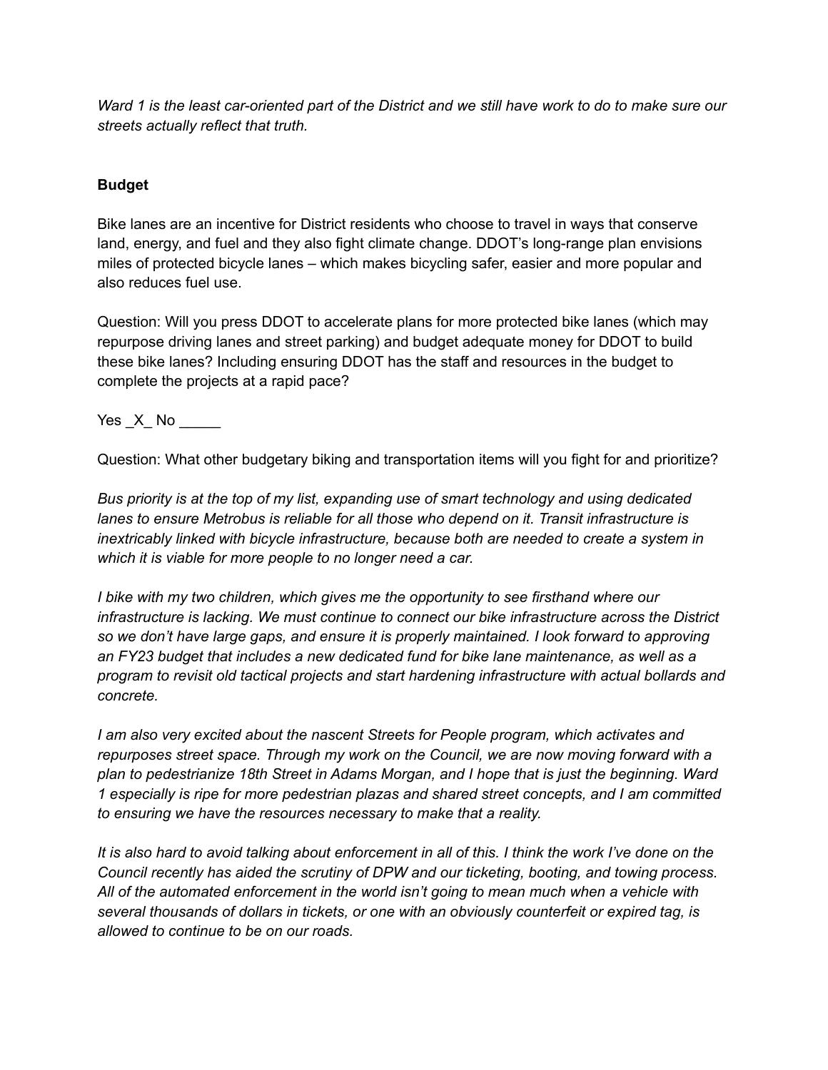*Ward 1 is the least car-oriented part of the District and we still have work to do to make sure our streets actually reflect that truth.*

**Budget**

Bike lanes are an incentive for District residents who choose to travel in ways that conserve land, energy, and fuel and they also fight climate change. DDOT's long-range plan envisions miles of protected bicycle lanes – which makes bicycling safer, easier and more popular and also reduces fuel use.

Question: Will you press DDOT to accelerate plans for more protected bike lanes (which may repurpose driving lanes and street parking) and budget adequate money for DDOT to build these bike lanes? Including ensuring DDOT has the staff and resources in the budget to complete the projects at a rapid pace?

Yes _X_ No _____

Question: What other budgetary biking and transportation items will you fight for and prioritize?

*Bus priority is at the top of my list, expanding use of smart technology and using dedicated lanes to ensure Metrobus is reliable for all those who depend on it. Transit infrastructure is inextricably linked with bicycle infrastructure, because both are needed to create a system in which it is viable for more people to no longer need a car.*

*I bike with my two children, which gives me the opportunity to see firsthand where our infrastructure is lacking. We must continue to connect our bike infrastructure across the District so we don't have large gaps, and ensure it is properly maintained. I look forward to approving an FY23 budget that includes a new dedicated fund for bike lane maintenance, as well as a program to revisit old tactical projects and start hardening infrastructure with actual bollards and concrete.*

*I am also very excited about the nascent Streets for People program, which activates and repurposes street space. Through my work on the Council, we are now moving forward with a plan to pedestrianize 18th Street in Adams Morgan, and I hope that is just the beginning. Ward 1 especially is ripe for more pedestrian plazas and shared street concepts, and I am committed to ensuring we have the resources necessary to make that a reality.*

*It is also hard to avoid talking about enforcement in all of this. I think the work I've done on the Council recently has aided the scrutiny of DPW and our ticketing, booting, and towing process. All of the automated enforcement in the world isn't going to mean much when a vehicle with several thousands of dollars in tickets, or one with an obviously counterfeit or expired tag, is allowed to continue to be on our roads.*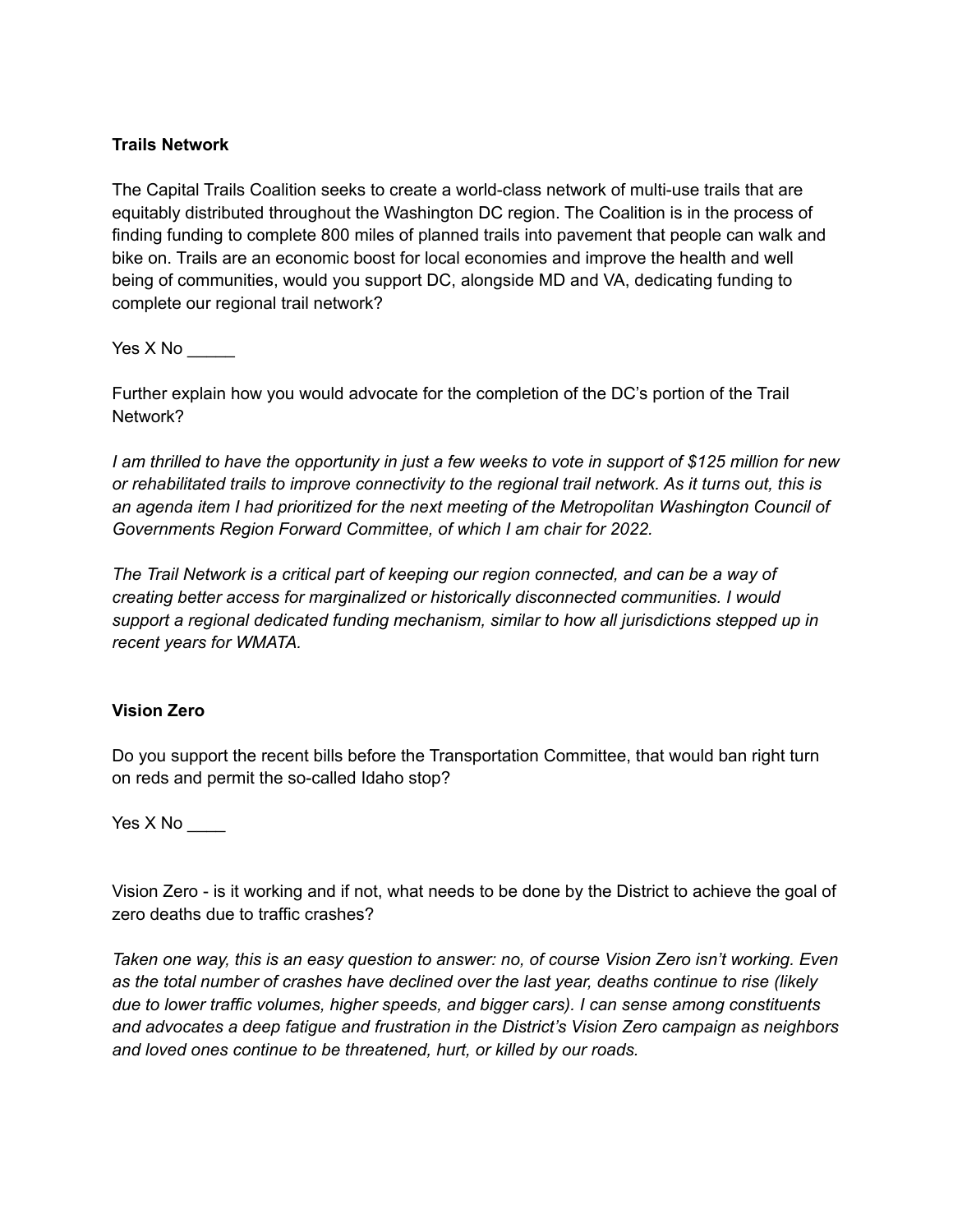**Trails Network**

The Capital Trails Coalition seeks to create a world-class network of multi-use trails that are equitably distributed throughout the Washington DC region. The Coalition is in the process of finding funding to complete 800 miles of planned trails into pavement that people can walk and bike on. Trails are an economic boost for local economies and improve the health and well being of communities, would you support DC, alongside MD and VA, dedicating funding to complete our regional trail network?

Yes X No _____

Further explain how you would advocate for the completion of the DC's portion of the Trail Network?

*I am thrilled to have the opportunity in just a few weeks to vote in support of $125 million for new or rehabilitated trails to improve connectivity to the regional trail network. As it turns out, this is an agenda item I had prioritized for the next meeting of the Metropolitan Washington Council of Governments Region Forward Committee, of which I am chair for 2022.*

*The Trail Network is a critical part of keeping our region connected, and can be a way of creating better access for marginalized or historically disconnected communities. I would support a regional dedicated funding mechanism, similar to how all jurisdictions stepped up in recent years for WMATA.*

**Vision Zero**

Do you support the recent bills before the Transportation Committee, that would ban right turn on reds and permit the so-called Idaho stop?

Yes X No ____

Vision Zero - is it working and if not, what needs to be done by the District to achieve the goal of zero deaths due to traffic crashes?

*Taken one way, this is an easy question to answer: no, of course Vision Zero isn't working. Even as the total number of crashes have declined over the last year, deaths continue to rise (likely due to lower traffic volumes, higher speeds, and bigger cars). I can sense among constituents and advocates a deep fatigue and frustration in the District's Vision Zero campaign as neighbors and loved ones continue to be threatened, hurt, or killed by our roads.*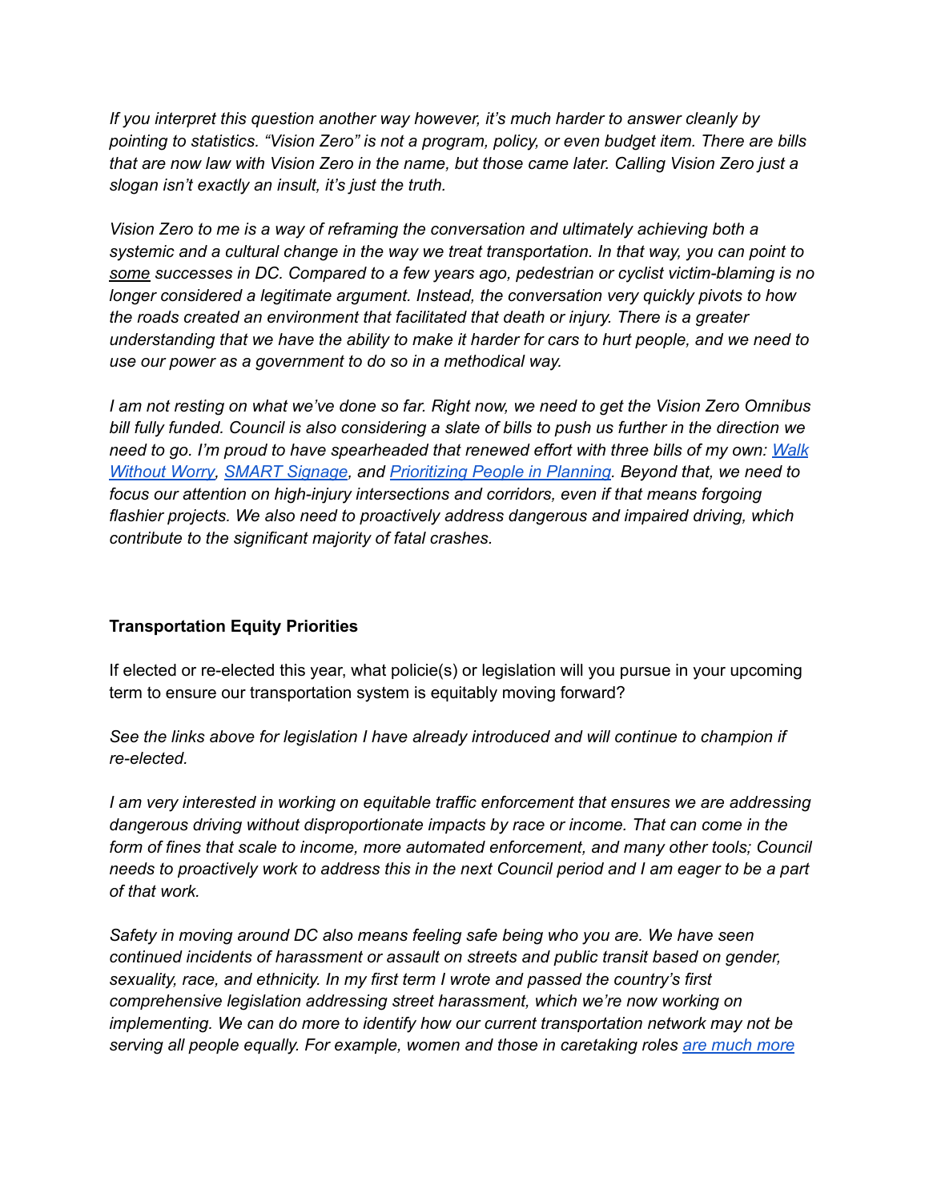*If you interpret this question another way however, it's much harder to answer cleanly by pointing to statistics. "Vision Zero" is not a program, policy, or even budget item. There are bills that are now law with Vision Zero in the name, but those came later. Calling Vision Zero just a slogan isn't exactly an insult, it's just the truth.*

*Vision Zero to me is a way of reframing the conversation and ultimately achieving both a systemic and a cultural change in the way we treat transportation. In that way, you can point to <u>some</u> successes in DC. Compared to a few years ago, pedestrian or cyclist victim-blaming is no longer considered a legitimate argument. Instead, the conversation very quickly pivots to how the roads created an environment that facilitated that death or injury. There is a greater understanding that we have the ability to make it harder for cars to hurt people, and we need to use our power as a government to do so in a methodical way.*

*I am not resting on what we've done so far. Right now, we need to get the Vision Zero Omnibus bill fully funded. Council is also considering a slate of bills to push us further in the direction we need to go. I'm proud to have spearheaded that renewed effort with three bills of my own: Walk Without Worry, SMART Signage, and Prioritizing People in Planning. Beyond that, we need to focus our attention on high-injury intersections and corridors, even if that means forgoing flashier projects. We also need to proactively address dangerous and impaired driving, which contribute to the significant majority of fatal crashes.*

**Transportation Equity Priorities**

If elected or re-elected this year, what policie(s) or legislation will you pursue in your upcoming term to ensure our transportation system is equitably moving forward?

*See the links above for legislation I have already introduced and will continue to champion if re-elected.*

*I am very interested in working on equitable traffic enforcement that ensures we are addressing dangerous driving without disproportionate impacts by race or income. That can come in the form of fines that scale to income, more automated enforcement, and many other tools; Council needs to proactively work to address this in the next Council period and I am eager to be a part of that work.*

*Safety in moving around DC also means feeling safe being who you are. We have seen continued incidents of harassment or assault on streets and public transit based on gender, sexuality, race, and ethnicity. In my first term I wrote and passed the country's first comprehensive legislation addressing street harassment, which we're now working on implementing. We can do more to identify how our current transportation network may not be serving all people equally. For example, women and those in caretaking roles are much more*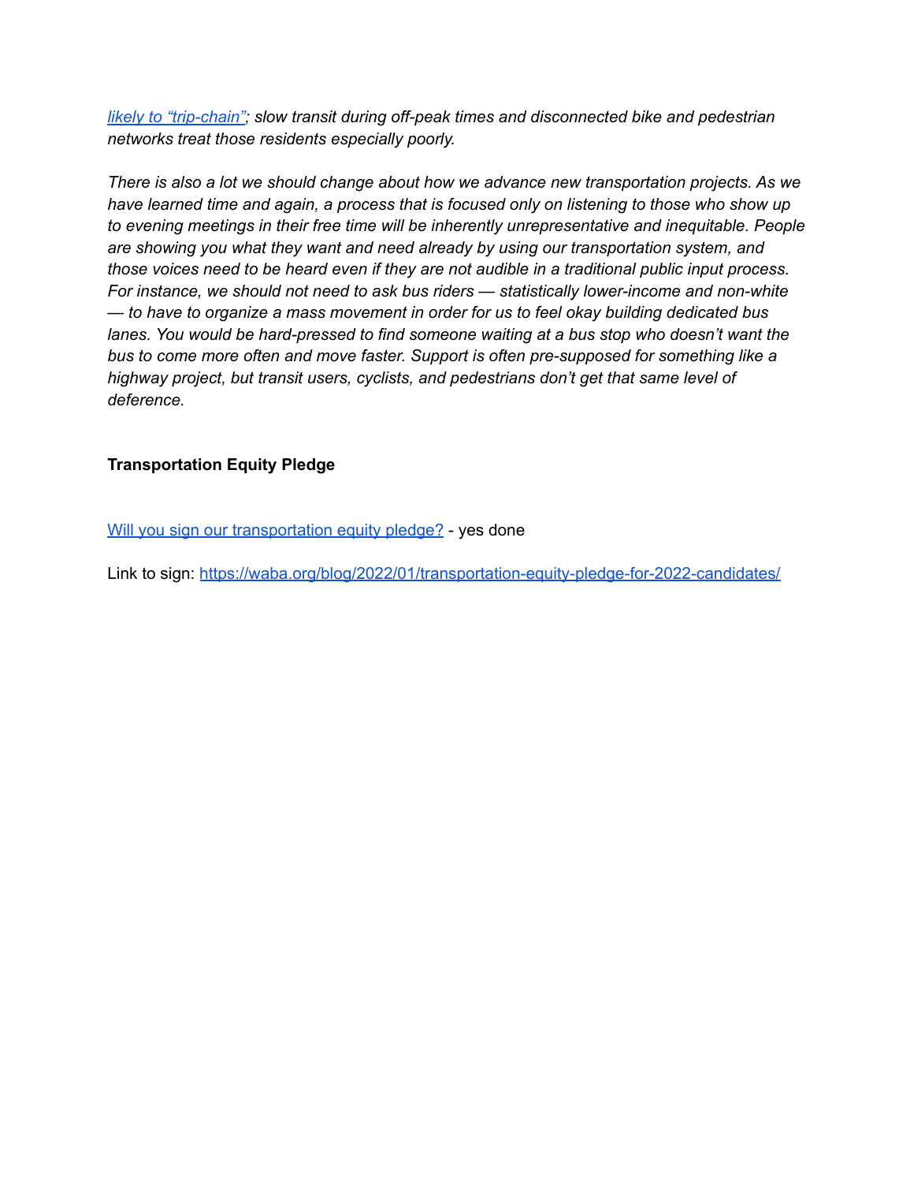*[likely to "trip-chain"](); slow transit during off-peak times and disconnected bike and pedestrian networks treat those residents especially poorly.*

*There is also a lot we should change about how we advance new transportation projects. As we have learned time and again, a process that is focused only on listening to those who show up to evening meetings in their free time will be inherently unrepresentative and inequitable. People are showing you what they want and need already by using our transportation system, and those voices need to be heard even if they are not audible in a traditional public input process. For instance, we should not need to ask bus riders — statistically lower-income and non-white — to have to organize a mass movement in order for us to feel okay building dedicated bus lanes. You would be hard-pressed to find someone waiting at a bus stop who doesn't want the bus to come more often and move faster. Support is often pre-supposed for something like a highway project, but transit users, cyclists, and pedestrians don't get that same level of deference.*

**Transportation Equity Pledge**

[Will you sign our transportation equity pledge?]() - yes done

Link to sign: [https://waba.org/blog/2022/01/transportation-equity-pledge-for-2022-candidates/](https://waba.org/blog/2022/01/transportation-equity-pledge-for-2022-candidates/)